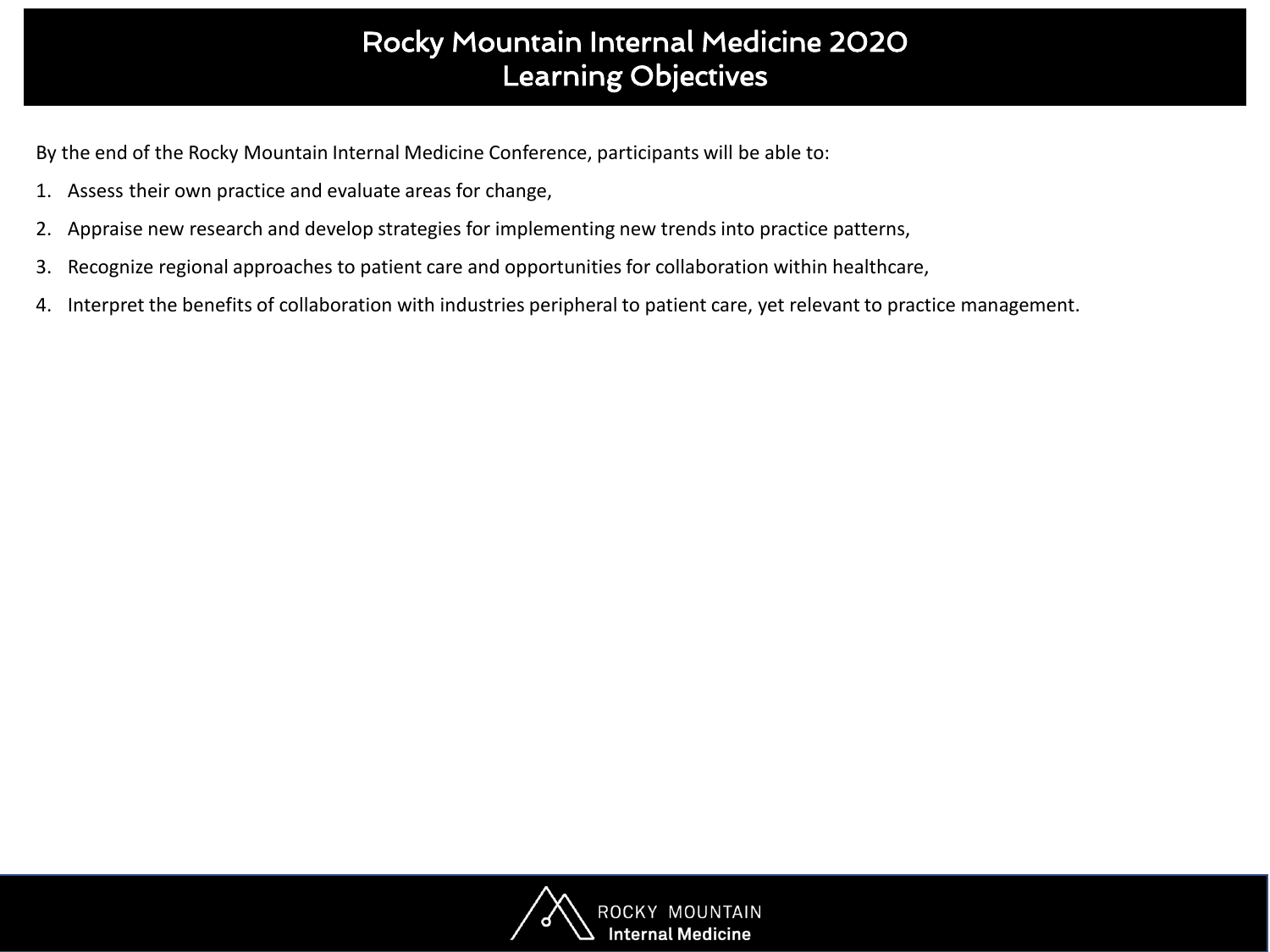# Rocky Mountain Internal Medicine 2020
## Learning Objectives

By the end of the Rocky Mountain Internal Medicine Conference, participants will be able to:

1. Assess their own practice and evaluate areas for change,
2. Appraise new research and develop strategies for implementing new trends into practice patterns,
3. Recognize regional approaches to patient care and opportunities for collaboration within healthcare,
4. Interpret the benefits of collaboration with industries peripheral to patient care, yet relevant to practice management.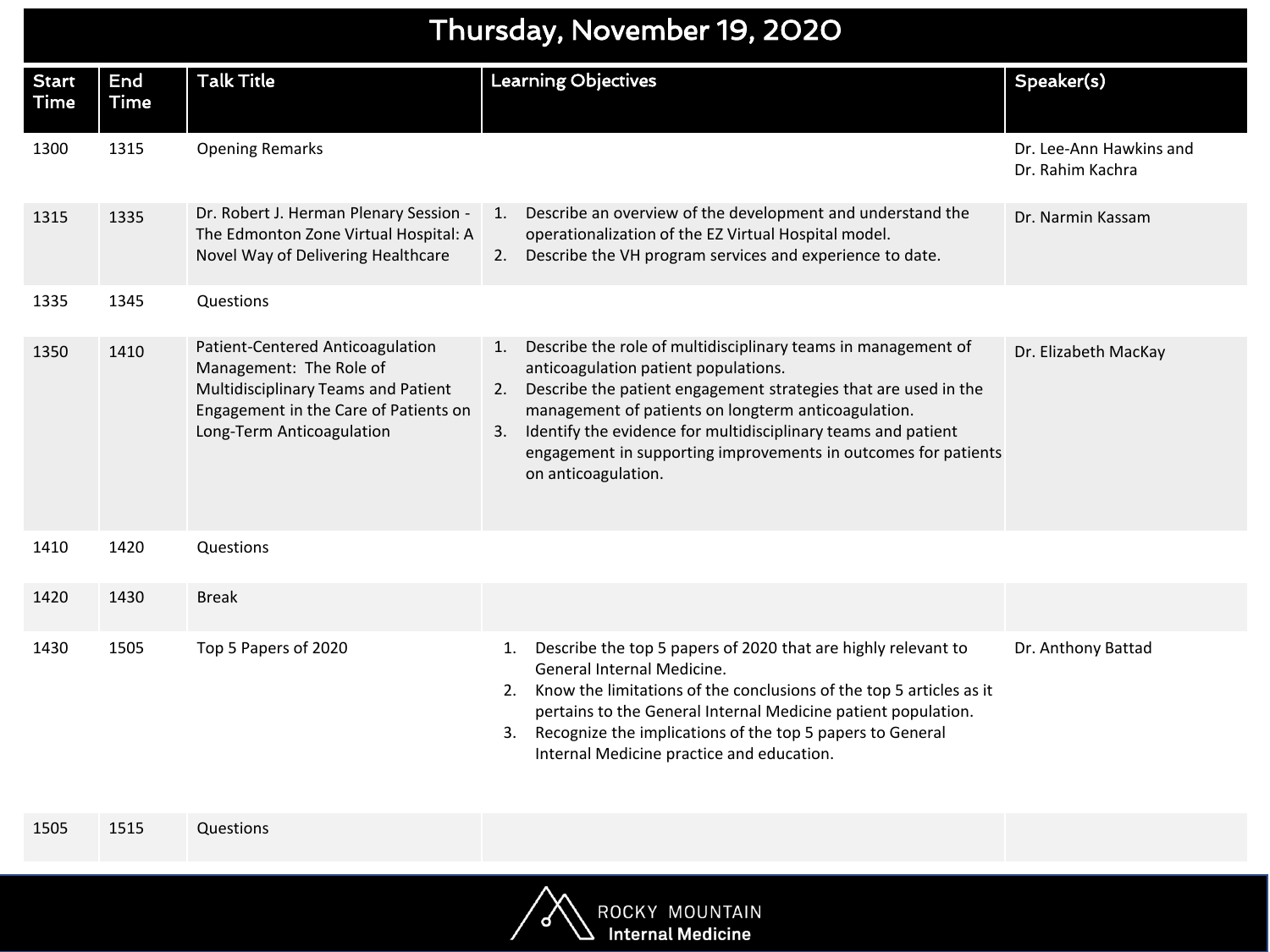# Thursday, November 19, 2020

| Start Time | End Time | Talk Title | Learning Objectives | Speaker(s) |
|---|---|---|---|---|
| 1300 | 1315 | Opening Remarks | | Dr. Lee-Ann Hawkins and Dr. Rahim Kachra |
| 1315 | 1335 | Dr. Robert J. Herman Plenary Session - The Edmonton Zone Virtual Hospital: A Novel Way of Delivering Healthcare | 1. Describe an overview of the development and understand the operationalization of the EZ Virtual Hospital model. 2. Describe the VH program services and experience to date. | Dr. Narmin Kassam |
| 1335 | 1345 | Questions | | |
| 1350 | 1410 | Patient-Centered Anticoagulation Management: The Role of Multidisciplinary Teams and Patient Engagement in the Care of Patients on Long-Term Anticoagulation | 1. Describe the role of multidisciplinary teams in management of anticoagulation patient populations. 2. Describe the patient engagement strategies that are used in the management of patients on longterm anticoagulation. 3. Identify the evidence for multidisciplinary teams and patient engagement in supporting improvements in outcomes for patients on anticoagulation. | Dr. Elizabeth MacKay |
| 1410 | 1420 | Questions | | |
| 1420 | 1430 | Break | | |
| 1430 | 1505 | Top 5 Papers of 2020 | 1. Describe the top 5 papers of 2020 that are highly relevant to General Internal Medicine. 2. Know the limitations of the conclusions of the top 5 articles as it pertains to the General Internal Medicine patient population. 3. Recognize the implications of the top 5 papers to General Internal Medicine practice and education. | Dr. Anthony Battad |
| 1505 | 1515 | Questions | | |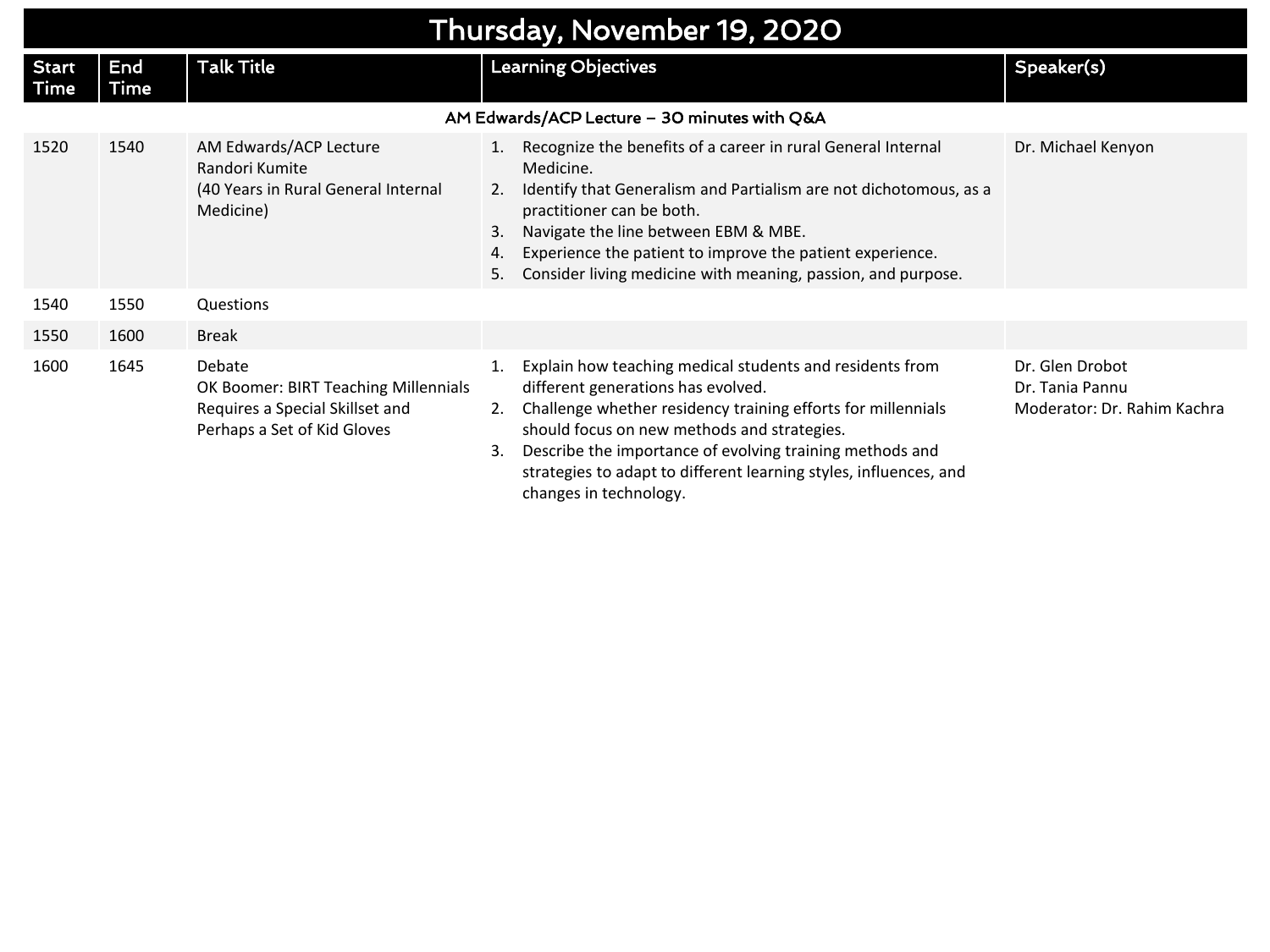# Thursday, November 19, 2020

| Start Time | End Time | Talk Title | Learning Objectives | Speaker(s) |
|---|---|---|---|---|
| **AM Edwards/ACP Lecture – 30 minutes with Q&A** | | | | |
| 1520 | 1540 | AM Edwards/ACP Lecture<br>Randori Kumite<br>(40 Years in Rural General Internal Medicine) | 1. Recognize the benefits of a career in rural General Internal Medicine.<br>2. Identify that Generalism and Partialism are not dichotomous, as a practitioner can be both.<br>3. Navigate the line between EBM & MBE.<br>4. Experience the patient to improve the patient experience.<br>5. Consider living medicine with meaning, passion, and purpose. | Dr. Michael Kenyon |
| 1540 | 1550 | Questions | | |
| 1550 | 1600 | Break | | |
| 1600 | 1645 | Debate<br>OK Boomer: BIRT Teaching Millennials Requires a Special Skillset and Perhaps a Set of Kid Gloves | 1. Explain how teaching medical students and residents from different generations has evolved.<br>2. Challenge whether residency training efforts for millennials should focus on new methods and strategies.<br>3. Describe the importance of evolving training methods and strategies to adapt to different learning styles, influences, and changes in technology. | Dr. Glen Drobot<br>Dr. Tania Pannu<br>Moderator: Dr. Rahim Kachra |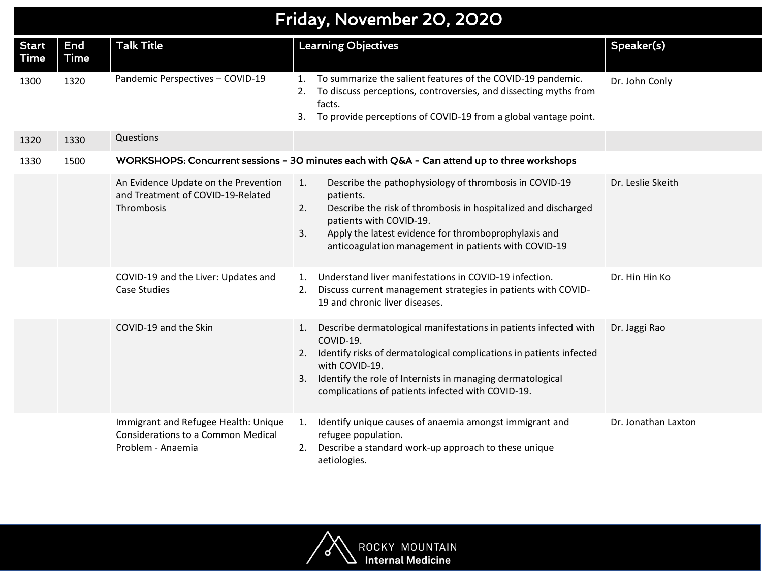# Friday, November 20, 2020

| Start Time | End Time | Talk Title | Learning Objectives | Speaker(s) |
|---|---|---|---|---|
| 1300 | 1320 | Pandemic Perspectives – COVID-19 | 1. To summarize the salient features of the COVID-19 pandemic.<br>2. To discuss perceptions, controversies, and dissecting myths from facts.<br>3. To provide perceptions of COVID-19 from a global vantage point. | Dr. John Conly |
| 1320 | 1330 | Questions | | |
| 1330 | 1500 | **WORKSHOPS: Concurrent sessions - 30 minutes each with Q&A - Can attend up to three workshops** | | |
| | | An Evidence Update on the Prevention and Treatment of COVID-19-Related Thrombosis | 1. Describe the pathophysiology of thrombosis in COVID-19 patients.<br>2. Describe the risk of thrombosis in hospitalized and discharged patients with COVID-19.<br>3. Apply the latest evidence for thromboprophylaxis and anticoagulation management in patients with COVID-19 | Dr. Leslie Skeith |
| | | COVID-19 and the Liver: Updates and Case Studies | 1. Understand liver manifestations in COVID-19 infection.<br>2. Discuss current management strategies in patients with COVID-19 and chronic liver diseases. | Dr. Hin Hin Ko |
| | | COVID-19 and the Skin | 1. Describe dermatological manifestations in patients infected with COVID-19.<br>2. Identify risks of dermatological complications in patients infected with COVID-19.<br>3. Identify the role of Internists in managing dermatological complications of patients infected with COVID-19. | Dr. Jaggi Rao |
| | | Immigrant and Refugee Health: Unique Considerations to a Common Medical Problem - Anaemia | 1. Identify unique causes of anaemia amongst immigrant and refugee population.<br>2. Describe a standard work-up approach to these unique aetiologies. | Dr. Jonathan Laxton |

ROCKY MOUNTAIN **Internal Medicine**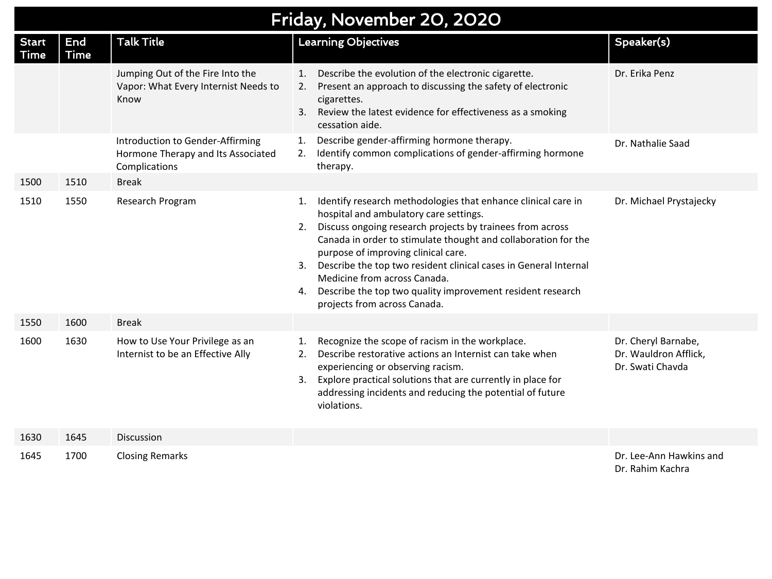# Friday, November 20, 2020

| Start Time | End Time | Talk Title | Learning Objectives | Speaker(s) |
|---|---|---|---|---|
| | | Jumping Out of the Fire Into the Vapor: What Every Internist Needs to Know | 1. Describe the evolution of the electronic cigarette.<br>2. Present an approach to discussing the safety of electronic cigarettes.<br>3. Review the latest evidence for effectiveness as a smoking cessation aide. | Dr. Erika Penz |
| | | Introduction to Gender-Affirming Hormone Therapy and Its Associated Complications | 1. Describe gender-affirming hormone therapy.<br>2. Identify common complications of gender-affirming hormone therapy. | Dr. Nathalie Saad |
| 1500 | 1510 | Break | | |
| 1510 | 1550 | Research Program | 1. Identify research methodologies that enhance clinical care in hospital and ambulatory care settings.<br>2. Discuss ongoing research projects by trainees from across Canada in order to stimulate thought and collaboration for the purpose of improving clinical care.<br>3. Describe the top two resident clinical cases in General Internal Medicine from across Canada.<br>4. Describe the top two quality improvement resident research projects from across Canada. | Dr. Michael Prystajecky |
| 1550 | 1600 | Break | | |
| 1600 | 1630 | How to Use Your Privilege as an Internist to be an Effective Ally | 1. Recognize the scope of racism in the workplace.<br>2. Describe restorative actions an Internist can take when experiencing or observing racism.<br>3. Explore practical solutions that are currently in place for addressing incidents and reducing the potential of future violations. | Dr. Cheryl Barnabe,<br>Dr. Wauldron Afflick,<br>Dr. Swati Chavda |
| 1630 | 1645 | Discussion | | |
| 1645 | 1700 | Closing Remarks | | Dr. Lee-Ann Hawkins and Dr. Rahim Kachra |